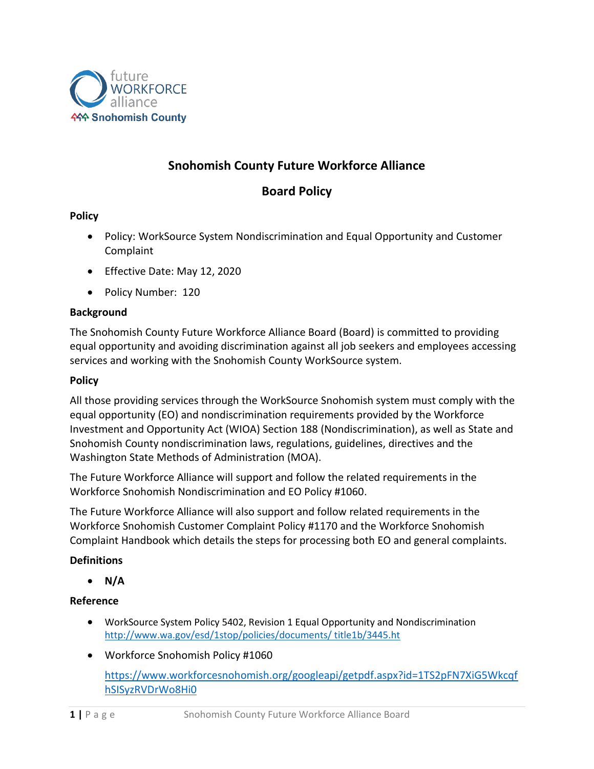# Snohomish County Future Workforce Alliance

## Board Policy

### Policy

- Policy: WorkSource System Nondiscrimination and Equal Opportunity and Customer Complaint
- Effective Date: May 12, 2020
- Policy Number: 120

### Background

The Snohomish County Future Workforce Alliance Board (Board) is committed to providing equal opportunity and avoiding discrimination against all job seekers and employees accessing services and working with the Snohomish County WorkSource system.

### Policy

All those providing services through the WorkSource Snohomish system must comply with the equal opportunity (EO) and nondiscrimination requirements provided by the Workforce Investment and Opportunity Act (WIOA) Section 188 (Nondiscrimination), as well as State and Snohomish County nondiscrimination laws, regulations, guidelines, directives and the Washington State Methods of Administration (MOA).

The Future Workforce Alliance will support and follow the related requirements in the Workforce Snohomish Nondiscrimination and EO Policy #1060.

The Future Workforce Alliance will also support and follow related requirements in the Workforce Snohomish Customer Complaint Policy #1170 and the Workforce Snohomish Complaint Handbook which details the steps for processing both EO and general complaints.

### Definitions

- **N/A**

### Reference

- WorkSource System Policy 5402, Revision 1 Equal Opportunity and Nondiscrimination http://www.wa.gov/esd/1stop/policies/documents/ title1b/3445.ht
- Workforce Snohomish Policy #1060

  https://www.workforcesnohomish.org/googleapi/getpdf.aspx?id=1TS2pFN7XiG5WkcqfhSISyzRVDrWo8Hi0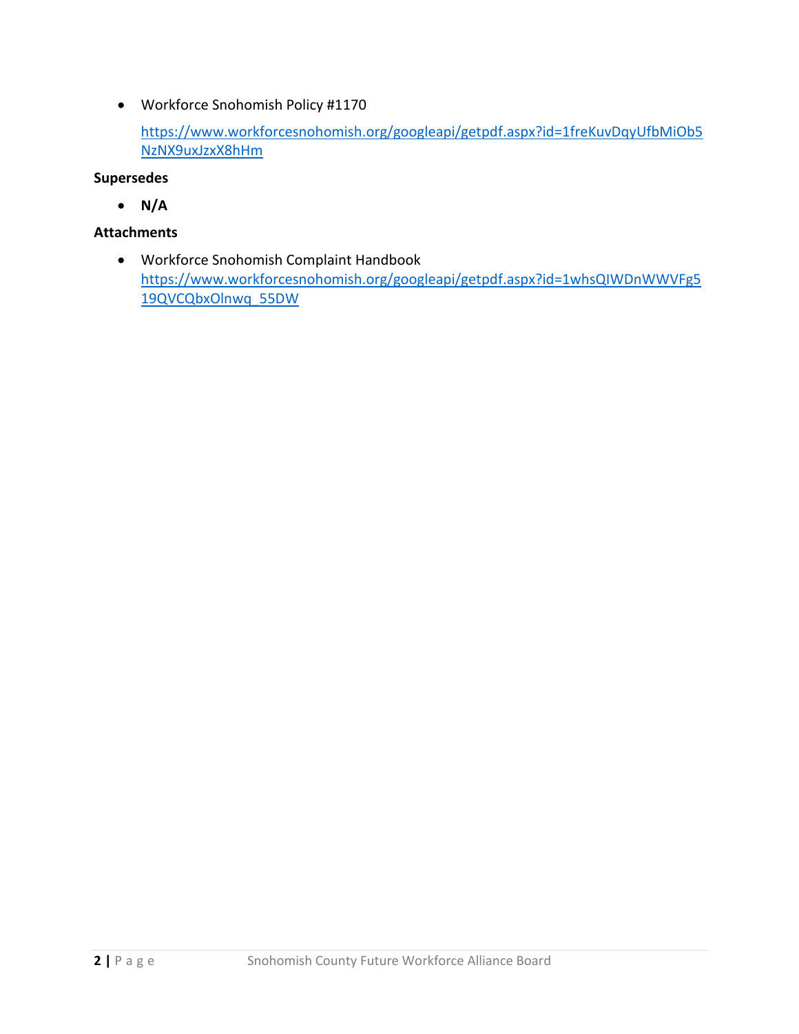- Workforce Snohomish Policy #1170

  https://www.workforcesnohomish.org/googleapi/getpdf.aspx?id=1freKuvDqyUfbMiOb5NzNX9uxJzxX8hHm

**Supersedes**

- **N/A**

**Attachments**

- Workforce Snohomish Complaint Handbook
  https://www.workforcesnohomish.org/googleapi/getpdf.aspx?id=1whsQIWDnWWVFg519QVCQbxOlnwq_55DW